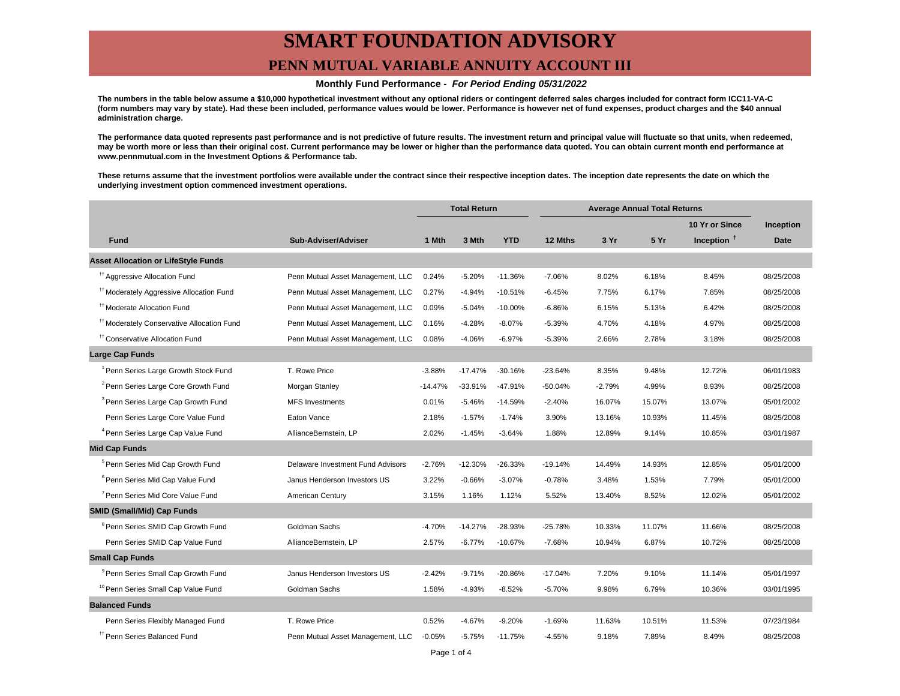# SMART FOUNDATION ADVISORY

## PENN MUTUAL VARIABLE ANNUITY ACCOUNT III

**Monthly Fund Performance -** ***For Period Ending 05/31/2022***

**The numbers in the table below assume a $10,000 hypothetical investment without any optional riders or contingent deferred sales charges included for contract form ICC11-VA-C (form numbers may vary by state). Had these been included, performance values would be lower. Performance is however net of fund expenses, product charges and the $40 annual administration charge.**

**The performance data quoted represents past performance and is not predictive of future results. The investment return and principal value will fluctuate so that units, when redeemed, may be worth more or less than their original cost. Current performance may be lower or higher than the performance data quoted. You can obtain current month end performance at www.pennmutual.com in the Investment Options & Performance tab.**

**These returns assume that the investment portfolios were available under the contract since their respective inception dates. The inception date represents the date on which the underlying investment option commenced investment operations.**

| | | Total Return | | | Average Annual Total Returns | | | | |
|---|---|---|---|---|---|---|---|---|---|
| **Fund** | **Sub-Adviser/Adviser** | **1 Mth** | **3 Mth** | **YTD** | **12 Mths** | **3 Yr** | **5 Yr** | **10 Yr or Since Inception [†]** | **Inception Date** |
| **Asset Allocation or LifeStyle Funds** | | | | | | | | | |
| [††] Aggressive Allocation Fund | Penn Mutual Asset Management, LLC | 0.24% | -5.20% | -11.36% | -7.06% | 8.02% | 6.18% | 8.45% | 08/25/2008 |
| [††] Moderately Aggressive Allocation Fund | Penn Mutual Asset Management, LLC | 0.27% | -4.94% | -10.51% | -6.45% | 7.75% | 6.17% | 7.85% | 08/25/2008 |
| [††] Moderate Allocation Fund | Penn Mutual Asset Management, LLC | 0.09% | -5.04% | -10.00% | -6.86% | 6.15% | 5.13% | 6.42% | 08/25/2008 |
| [††] Moderately Conservative Allocation Fund | Penn Mutual Asset Management, LLC | 0.16% | -4.28% | -8.07% | -5.39% | 4.70% | 4.18% | 4.97% | 08/25/2008 |
| [††] Conservative Allocation Fund | Penn Mutual Asset Management, LLC | 0.08% | -4.06% | -6.97% | -5.39% | 2.66% | 2.78% | 3.18% | 08/25/2008 |
| **Large Cap Funds** | | | | | | | | | |
| [1] Penn Series Large Growth Stock Fund | T. Rowe Price | -3.88% | -17.47% | -30.16% | -23.64% | 8.35% | 9.48% | 12.72% | 06/01/1983 |
| [2] Penn Series Large Core Growth Fund | Morgan Stanley | -14.47% | -33.91% | -47.91% | -50.04% | -2.79% | 4.99% | 8.93% | 08/25/2008 |
| [3] Penn Series Large Cap Growth Fund | MFS Investments | 0.01% | -5.46% | -14.59% | -2.40% | 16.07% | 15.07% | 13.07% | 05/01/2002 |
| Penn Series Large Core Value Fund | Eaton Vance | 2.18% | -1.57% | -1.74% | 3.90% | 13.16% | 10.93% | 11.45% | 08/25/2008 |
| [4] Penn Series Large Cap Value Fund | AllianceBernstein, LP | 2.02% | -1.45% | -3.64% | 1.88% | 12.89% | 9.14% | 10.85% | 03/01/1987 |
| **Mid Cap Funds** | | | | | | | | | |
| [5] Penn Series Mid Cap Growth Fund | Delaware Investment Fund Advisors | -2.76% | -12.30% | -26.33% | -19.14% | 14.49% | 14.93% | 12.85% | 05/01/2000 |
| [6] Penn Series Mid Cap Value Fund | Janus Henderson Investors US | 3.22% | -0.66% | -3.07% | -0.78% | 3.48% | 1.53% | 7.79% | 05/01/2000 |
| [7] Penn Series Mid Core Value Fund | American Century | 3.15% | 1.16% | 1.12% | 5.52% | 13.40% | 8.52% | 12.02% | 05/01/2002 |
| **SMID (Small/Mid) Cap Funds** | | | | | | | | | |
| [8] Penn Series SMID Cap Growth Fund | Goldman Sachs | -4.70% | -14.27% | -28.93% | -25.78% | 10.33% | 11.07% | 11.66% | 08/25/2008 |
| Penn Series SMID Cap Value Fund | AllianceBernstein, LP | 2.57% | -6.77% | -10.67% | -7.68% | 10.94% | 6.87% | 10.72% | 08/25/2008 |
| **Small Cap Funds** | | | | | | | | | |
| [9] Penn Series Small Cap Growth Fund | Janus Henderson Investors US | -2.42% | -9.71% | -20.86% | -17.04% | 7.20% | 9.10% | 11.14% | 05/01/1997 |
| [10] Penn Series Small Cap Value Fund | Goldman Sachs | 1.58% | -4.93% | -8.52% | -5.70% | 9.98% | 6.79% | 10.36% | 03/01/1995 |
| **Balanced Funds** | | | | | | | | | |
| Penn Series Flexibly Managed Fund | T. Rowe Price | 0.52% | -4.67% | -9.20% | -1.69% | 11.63% | 10.51% | 11.53% | 07/23/1984 |
| [††] Penn Series Balanced Fund | Penn Mutual Asset Management, LLC | -0.05% | -5.75% | -11.75% | -4.55% | 9.18% | 7.89% | 8.49% | 08/25/2008 |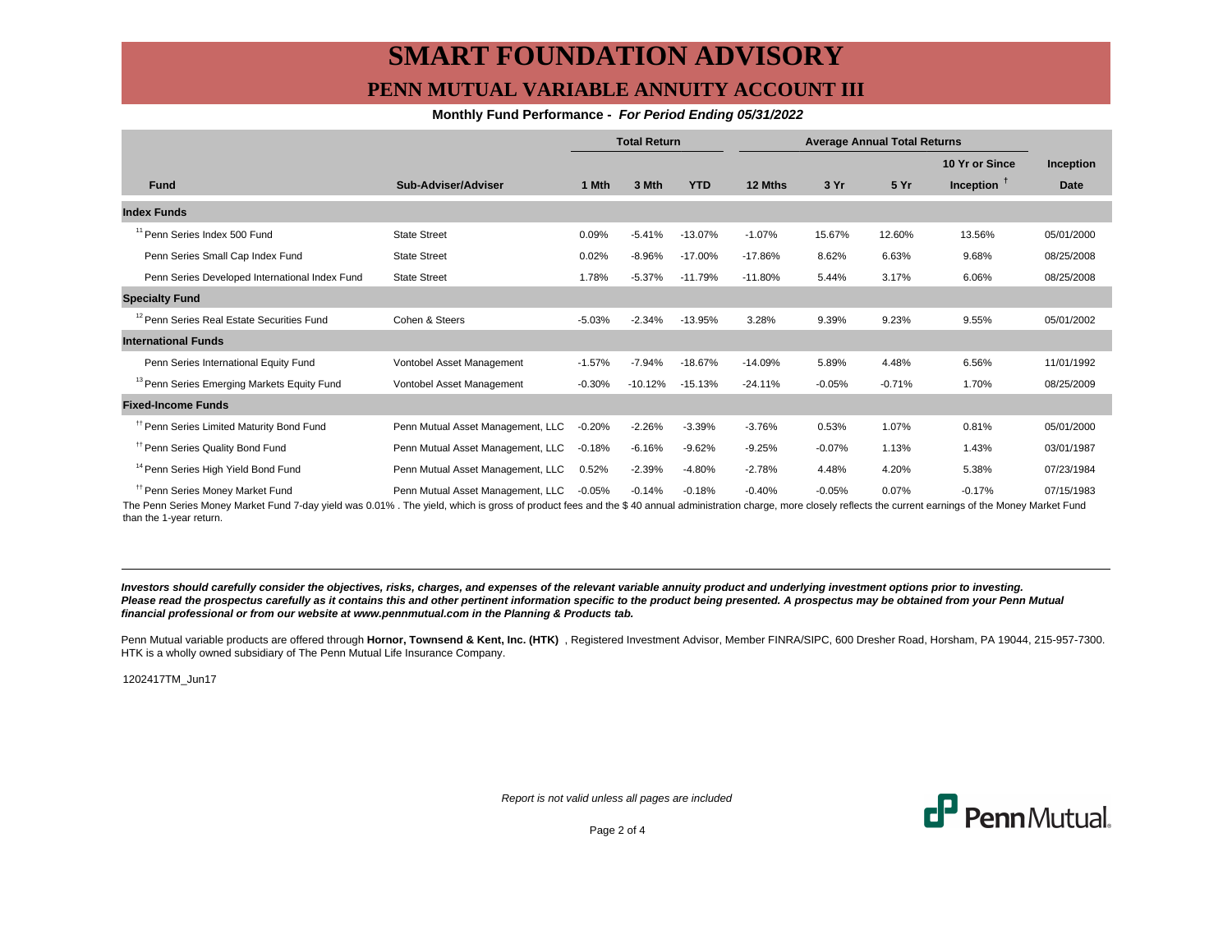# SMART FOUNDATION ADVISORY

## PENN MUTUAL VARIABLE ANNUITY ACCOUNT III

**Monthly Fund Performance - *For Period Ending 05/31/2022***

| | | Total Return | | | Average Annual Total Returns | | | | |
|---|---|---|---|---|---|---|---|---|---|
| **Fund** | **Sub-Adviser/Adviser** | **1 Mth** | **3 Mth** | **YTD** | **12 Mths** | **3 Yr** | **5 Yr** | **10 Yr or Since Inception †** | **Inception Date** |
| **Index Funds** | | | | | | | | | |
| [11] Penn Series Index 500 Fund | State Street | 0.09% | -5.41% | -13.07% | -1.07% | 15.67% | 12.60% | 13.56% | 05/01/2000 |
| Penn Series Small Cap Index Fund | State Street | 0.02% | -8.96% | -17.00% | -17.86% | 8.62% | 6.63% | 9.68% | 08/25/2008 |
| Penn Series Developed International Index Fund | State Street | 1.78% | -5.37% | -11.79% | -11.80% | 5.44% | 3.17% | 6.06% | 08/25/2008 |
| **Specialty Fund** | | | | | | | | | |
| [12] Penn Series Real Estate Securities Fund | Cohen & Steers | -5.03% | -2.34% | -13.95% | 3.28% | 9.39% | 9.23% | 9.55% | 05/01/2002 |
| **International Funds** | | | | | | | | | |
| Penn Series International Equity Fund | Vontobel Asset Management | -1.57% | -7.94% | -18.67% | -14.09% | 5.89% | 4.48% | 6.56% | 11/01/1992 |
| [13] Penn Series Emerging Markets Equity Fund | Vontobel Asset Management | -0.30% | -10.12% | -15.13% | -24.11% | -0.05% | -0.71% | 1.70% | 08/25/2009 |
| **Fixed-Income Funds** | | | | | | | | | |
| [††] Penn Series Limited Maturity Bond Fund | Penn Mutual Asset Management, LLC | -0.20% | -2.26% | -3.39% | -3.76% | 0.53% | 1.07% | 0.81% | 05/01/2000 |
| [††] Penn Series Quality Bond Fund | Penn Mutual Asset Management, LLC | -0.18% | -6.16% | -9.62% | -9.25% | -0.07% | 1.13% | 1.43% | 03/01/1987 |
| [14] Penn Series High Yield Bond Fund | Penn Mutual Asset Management, LLC | 0.52% | -2.39% | -4.80% | -2.78% | 4.48% | 4.20% | 5.38% | 07/23/1984 |
| [††] Penn Series Money Market Fund | Penn Mutual Asset Management, LLC | -0.05% | -0.14% | -0.18% | -0.40% | -0.05% | 0.07% | -0.17% | 07/15/1983 |

The Penn Series Money Market Fund 7-day yield was 0.01% . The yield, which is gross of product fees and the $ 40 annual administration charge, more closely reflects the current earnings of the Money Market Fund than the 1-year return.

---

***Investors should carefully consider the objectives, risks, charges, and expenses of the relevant variable annuity product and underlying investment options prior to investing. Please read the prospectus carefully as it contains this and other pertinent information specific to the product being presented. A prospectus may be obtained from your Penn Mutual financial professional or from our website at www.pennmutual.com in the Planning & Products tab.***

Penn Mutual variable products are offered through **Hornor, Townsend & Kent, Inc. (HTK)** , Registered Investment Advisor, Member FINRA/SIPC, 600 Dresher Road, Horsham, PA 19044, 215-957-7300. HTK is a wholly owned subsidiary of The Penn Mutual Life Insurance Company.

1202417TM_Jun17

*Report is not valid unless all pages are included*

PennMutual.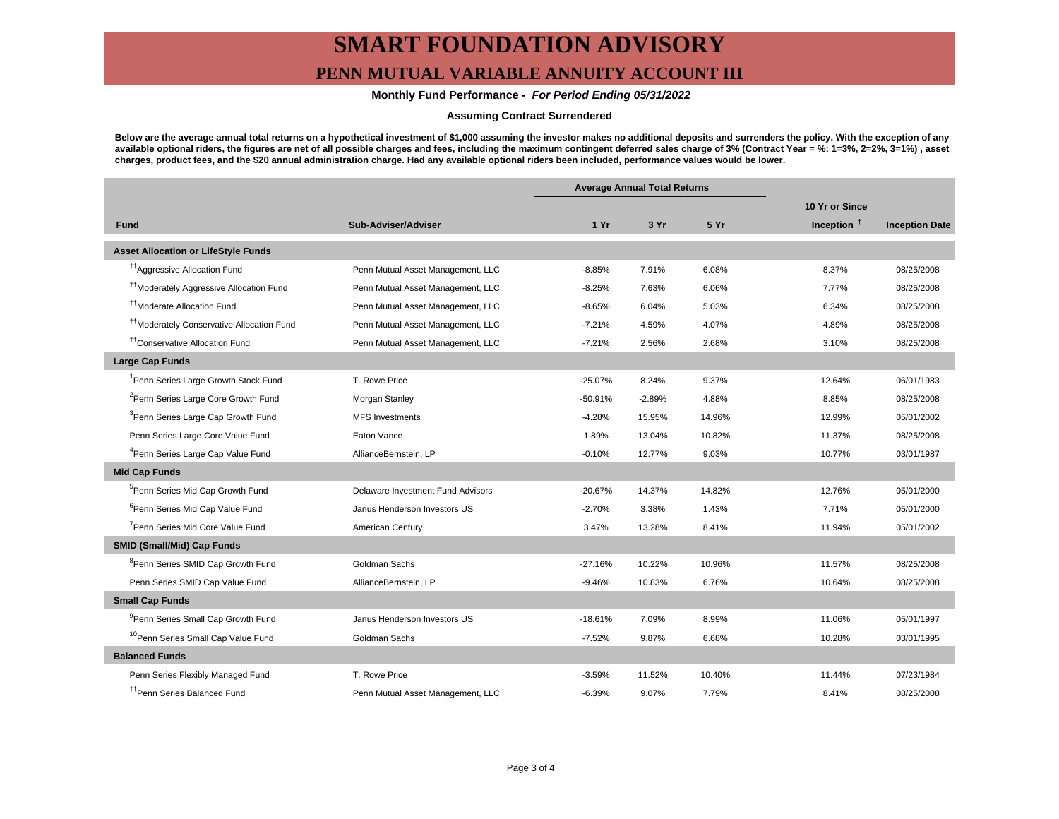# SMART FOUNDATION ADVISORY

## PENN MUTUAL VARIABLE ANNUITY ACCOUNT III

**Monthly Fund Performance - *For Period Ending 05/31/2022***

**Assuming Contract Surrendered**

**Below are the average annual total returns on a hypothetical investment of $1,000 assuming the investor makes no additional deposits and surrenders the policy. With the exception of any available optional riders, the figures are net of all possible charges and fees, including the maximum contingent deferred sales charge of 3% (Contract Year = %: 1=3%, 2=2%, 3=1%) , asset charges, product fees, and the $20 annual administration charge. Had any available optional riders been included, performance values would be lower.**

| | | Average Annual Total Returns | | | | |
|---|---|---|---|---|---|---|
| **Fund** | **Sub-Adviser/Adviser** | **1 Yr** | **3 Yr** | **5 Yr** | **10 Yr or Since Inception †** | **Inception Date** |
| **Asset Allocation or LifeStyle Funds** | | | | | | |
| [††]Aggressive Allocation Fund | Penn Mutual Asset Management, LLC | -8.85% | 7.91% | 6.08% | 8.37% | 08/25/2008 |
| [††]Moderately Aggressive Allocation Fund | Penn Mutual Asset Management, LLC | -8.25% | 7.63% | 6.06% | 7.77% | 08/25/2008 |
| [††]Moderate Allocation Fund | Penn Mutual Asset Management, LLC | -8.65% | 6.04% | 5.03% | 6.34% | 08/25/2008 |
| [††]Moderately Conservative Allocation Fund | Penn Mutual Asset Management, LLC | -7.21% | 4.59% | 4.07% | 4.89% | 08/25/2008 |
| [††]Conservative Allocation Fund | Penn Mutual Asset Management, LLC | -7.21% | 2.56% | 2.68% | 3.10% | 08/25/2008 |
| **Large Cap Funds** | | | | | | |
| [1]Penn Series Large Growth Stock Fund | T. Rowe Price | -25.07% | 8.24% | 9.37% | 12.64% | 06/01/1983 |
| [2]Penn Series Large Core Growth Fund | Morgan Stanley | -50.91% | -2.89% | 4.88% | 8.85% | 08/25/2008 |
| [3]Penn Series Large Cap Growth Fund | MFS Investments | -4.28% | 15.95% | 14.96% | 12.99% | 05/01/2002 |
| Penn Series Large Core Value Fund | Eaton Vance | 1.89% | 13.04% | 10.82% | 11.37% | 08/25/2008 |
| [4]Penn Series Large Cap Value Fund | AllianceBernstein, LP | -0.10% | 12.77% | 9.03% | 10.77% | 03/01/1987 |
| **Mid Cap Funds** | | | | | | |
| [5]Penn Series Mid Cap Growth Fund | Delaware Investment Fund Advisors | -20.67% | 14.37% | 14.82% | 12.76% | 05/01/2000 |
| [6]Penn Series Mid Cap Value Fund | Janus Henderson Investors US | -2.70% | 3.38% | 1.43% | 7.71% | 05/01/2000 |
| [7]Penn Series Mid Core Value Fund | American Century | 3.47% | 13.28% | 8.41% | 11.94% | 05/01/2002 |
| **SMID (Small/Mid) Cap Funds** | | | | | | |
| [8]Penn Series SMID Cap Growth Fund | Goldman Sachs | -27.16% | 10.22% | 10.96% | 11.57% | 08/25/2008 |
| Penn Series SMID Cap Value Fund | AllianceBernstein, LP | -9.46% | 10.83% | 6.76% | 10.64% | 08/25/2008 |
| **Small Cap Funds** | | | | | | |
| [9]Penn Series Small Cap Growth Fund | Janus Henderson Investors US | -18.61% | 7.09% | 8.99% | 11.06% | 05/01/1997 |
| [10]Penn Series Small Cap Value Fund | Goldman Sachs | -7.52% | 9.87% | 6.68% | 10.28% | 03/01/1995 |
| **Balanced Funds** | | | | | | |
| Penn Series Flexibly Managed Fund | T. Rowe Price | -3.59% | 11.52% | 10.40% | 11.44% | 07/23/1984 |
| [††]Penn Series Balanced Fund | Penn Mutual Asset Management, LLC | -6.39% | 9.07% | 7.79% | 8.41% | 08/25/2008 |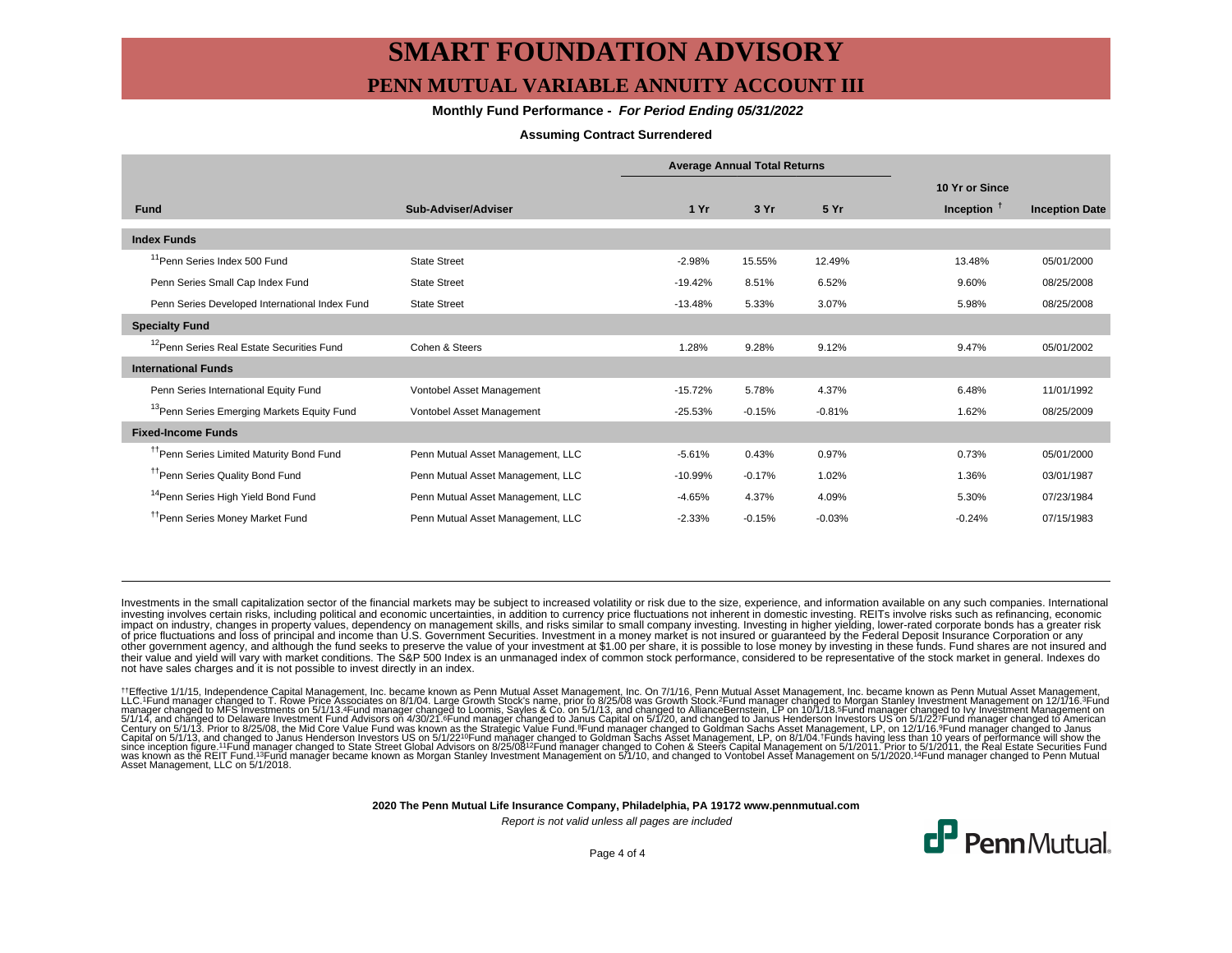# SMART FOUNDATION ADVISORY

## PENN MUTUAL VARIABLE ANNUITY ACCOUNT III

**Monthly Fund Performance - *For Period Ending 05/31/2022***

**Assuming Contract Surrendered**

| | | Average Annual Total Returns | | | | |
|---|---|---|---|---|---|---|
| **Fund** | **Sub-Adviser/Adviser** | **1 Yr** | **3 Yr** | **5 Yr** | **10 Yr or Since Inception †** | **Inception Date** |
| **Index Funds** | | | | | | |
| [11]Penn Series Index 500 Fund | State Street | -2.98% | 15.55% | 12.49% | 13.48% | 05/01/2000 |
| Penn Series Small Cap Index Fund | State Street | -19.42% | 8.51% | 6.52% | 9.60% | 08/25/2008 |
| Penn Series Developed International Index Fund | State Street | -13.48% | 5.33% | 3.07% | 5.98% | 08/25/2008 |
| **Specialty Fund** | | | | | | |
| [12]Penn Series Real Estate Securities Fund | Cohen & Steers | 1.28% | 9.28% | 9.12% | 9.47% | 05/01/2002 |
| **International Funds** | | | | | | |
| Penn Series International Equity Fund | Vontobel Asset Management | -15.72% | 5.78% | 4.37% | 6.48% | 11/01/1992 |
| [13]Penn Series Emerging Markets Equity Fund | Vontobel Asset Management | -25.53% | -0.15% | -0.81% | 1.62% | 08/25/2009 |
| **Fixed-Income Funds** | | | | | | |
| [††]Penn Series Limited Maturity Bond Fund | Penn Mutual Asset Management, LLC | -5.61% | 0.43% | 0.97% | 0.73% | 05/01/2000 |
| [††]Penn Series Quality Bond Fund | Penn Mutual Asset Management, LLC | -10.99% | -0.17% | 1.02% | 1.36% | 03/01/1987 |
| [14]Penn Series High Yield Bond Fund | Penn Mutual Asset Management, LLC | -4.65% | 4.37% | 4.09% | 5.30% | 07/23/1984 |
| [††]Penn Series Money Market Fund | Penn Mutual Asset Management, LLC | -2.33% | -0.15% | -0.03% | -0.24% | 07/15/1983 |

Investments in the small capitalization sector of the financial markets may be subject to increased volatility or risk due to the size, experience, and information available on any such companies. International investing involves certain risks, including political and economic uncertainties, in addition to currency price fluctuations not inherent in domestic investing. REITs involve risks such as refinancing, economic impact on industry, changes in property values, dependency on management skills, and risks similar to small company investing. Investing in higher yielding, lower-rated corporate bonds has a greater risk of price fluctuations and loss of principal and income than U.S. Government Securities. Investment in a money market is not insured or guaranteed by the Federal Deposit Insurance Corporation or any other government agency, and although the fund seeks to preserve the value of your investment at $1.00 per share, it is possible to lose money by investing in these funds. Fund shares are not insured and their value and yield will vary with market conditions. The S&P 500 Index is an unmanaged index of common stock performance, considered to be representative of the stock market in general. Indexes do not have sales charges and it is not possible to invest directly in an index.

[††]Effective 1/1/15, Independence Capital Management, Inc. became known as Penn Mutual Asset Management, Inc. On 7/1/16, Penn Mutual Asset Management, Inc. became known as Penn Mutual Asset Management, LLC.[1]Fund manager changed to T. Rowe Price Associates on 8/1/04. Large Growth Stock's name, prior to 8/25/08 was Growth Stock.[2]Fund manager changed to Morgan Stanley Investment Management on 12/1/16.[3]Fund manager changed to MFS Investments on 5/1/13.[4]Fund manager changed to Loomis, Sayles & Co. on 5/1/13, and changed to AllianceBernstein, LP on 10/1/18.[5]Fund manager changed to Ivy Investment Management on 5/1/14, and changed to Delaware Investment Fund Advisors on 4/30/21.[6]Fund manager changed to Janus Capital on 5/1/20, and changed to Janus Henderson Investors US on 5/1/22[7]Fund manager changed to American Century on 5/1/13. Prior to 8/25/08, the Mid Core Value Fund was known as the Strategic Value Fund.[8]Fund manager changed to Goldman Sachs Asset Management, LP, on 12/1/16.[9]Fund manager changed to Janus Capital on 5/1/13, and changed to Janus Henderson Investors US on 5/1/22[10]Fund manager changed to Goldman Sachs Asset Management, LP, on 8/1/04.[†]Funds having less than 10 years of performance will show the since inception figure.[11]Fund manager changed to State Street Global Advisors on 8/25/08[12]Fund manager changed to Cohen & Steers Capital Management on 5/1/2011. Prior to 5/1/2011, the Real Estate Securities Fund was known as the REIT Fund.[13]Fund manager became known as Morgan Stanley Investment Management on 5/1/10, and changed to Vontobel Asset Management on 5/1/2020.[14]Fund manager changed to Penn Mutual Asset Management, LLC on 5/1/2018.

**2020 The Penn Mutual Life Insurance Company, Philadelphia, PA 19172 www.pennmutual.com**

*Report is not valid unless all pages are included*

Penn Mutual.